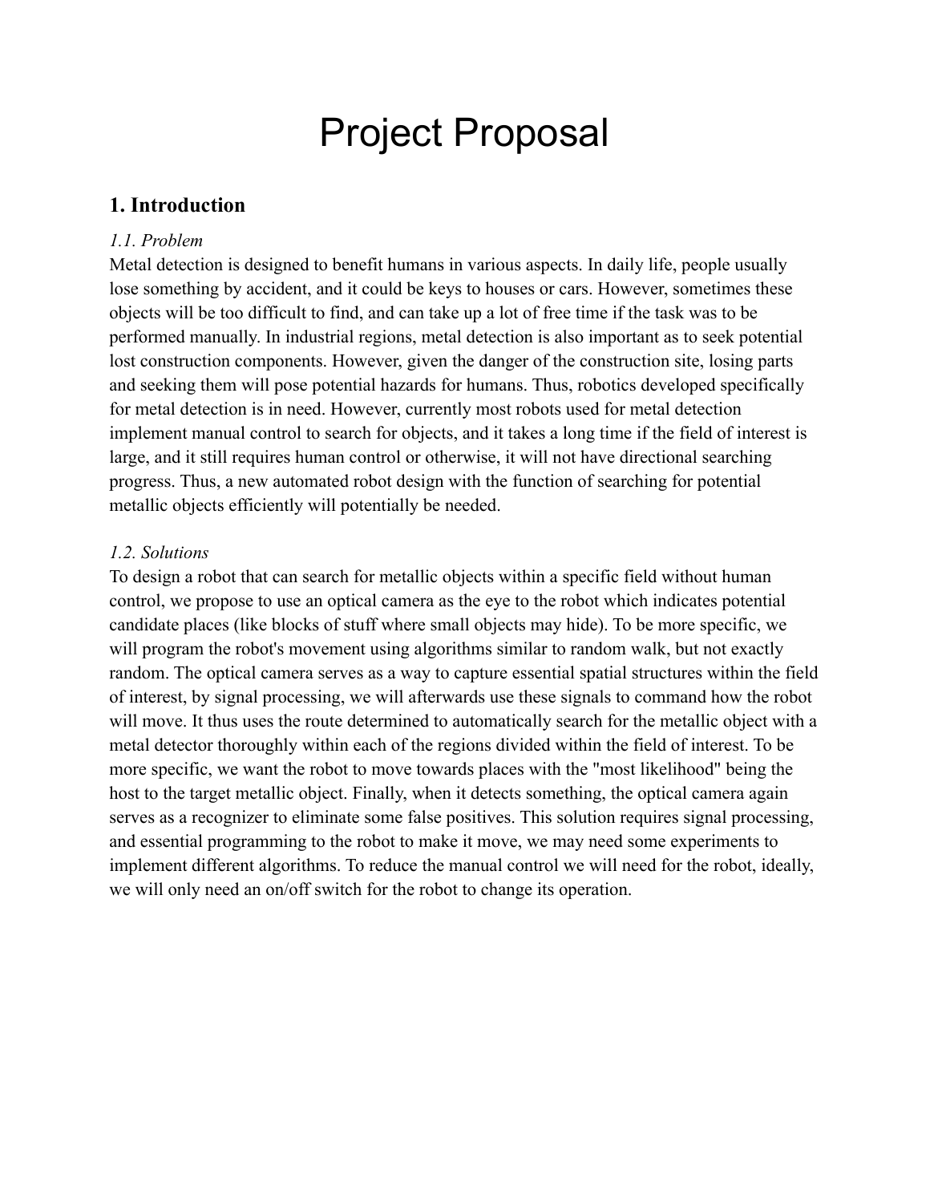# Project Proposal

## 1. Introduction

*1.1. Problem*

Metal detection is designed to benefit humans in various aspects. In daily life, people usually lose something by accident, and it could be keys to houses or cars. However, sometimes these objects will be too difficult to find, and can take up a lot of free time if the task was to be performed manually. In industrial regions, metal detection is also important as to seek potential lost construction components. However, given the danger of the construction site, losing parts and seeking them will pose potential hazards for humans. Thus, robotics developed specifically for metal detection is in need. However, currently most robots used for metal detection implement manual control to search for objects, and it takes a long time if the field of interest is large, and it still requires human control or otherwise, it will not have directional searching progress. Thus, a new automated robot design with the function of searching for potential metallic objects efficiently will potentially be needed.

*1.2. Solutions*

To design a robot that can search for metallic objects within a specific field without human control, we propose to use an optical camera as the eye to the robot which indicates potential candidate places (like blocks of stuff where small objects may hide). To be more specific, we will program the robot's movement using algorithms similar to random walk, but not exactly random. The optical camera serves as a way to capture essential spatial structures within the field of interest, by signal processing, we will afterwards use these signals to command how the robot will move. It thus uses the route determined to automatically search for the metallic object with a metal detector thoroughly within each of the regions divided within the field of interest. To be more specific, we want the robot to move towards places with the "most likelihood" being the host to the target metallic object. Finally, when it detects something, the optical camera again serves as a recognizer to eliminate some false positives. This solution requires signal processing, and essential programming to the robot to make it move, we may need some experiments to implement different algorithms. To reduce the manual control we will need for the robot, ideally, we will only need an on/off switch for the robot to change its operation.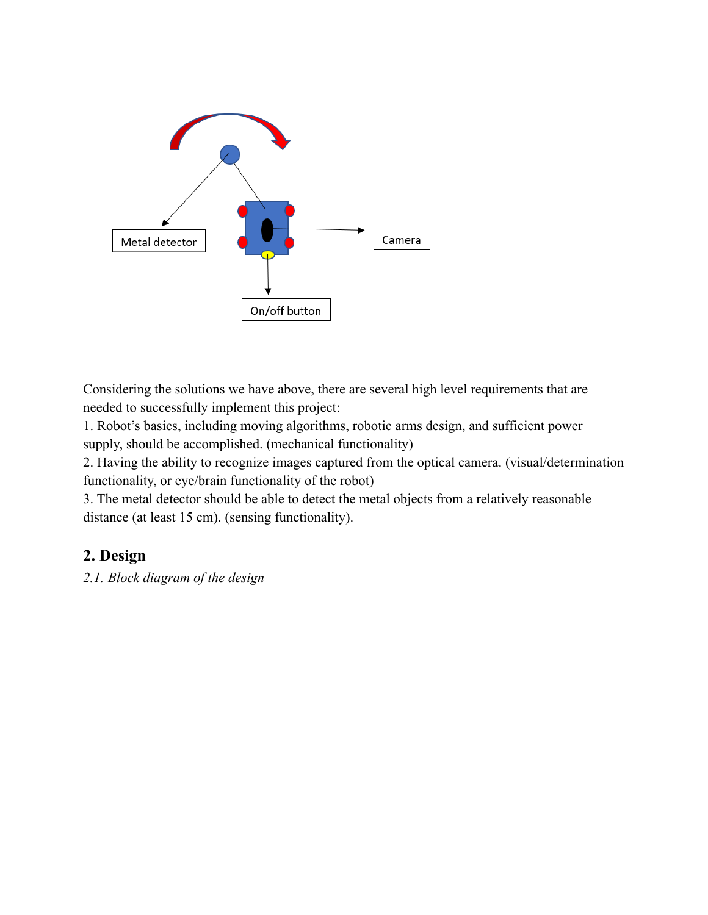Considering the solutions we have above, there are several high level requirements that are needed to successfully implement this project:

1. Robot's basics, including moving algorithms, robotic arms design, and sufficient power supply, should be accomplished. (mechanical functionality)
2. Having the ability to recognize images captured from the optical camera. (visual/determination functionality, or eye/brain functionality of the robot)
3. The metal detector should be able to detect the metal objects from a relatively reasonable distance (at least 15 cm). (sensing functionality).

## 2. Design

*2.1. Block diagram of the design*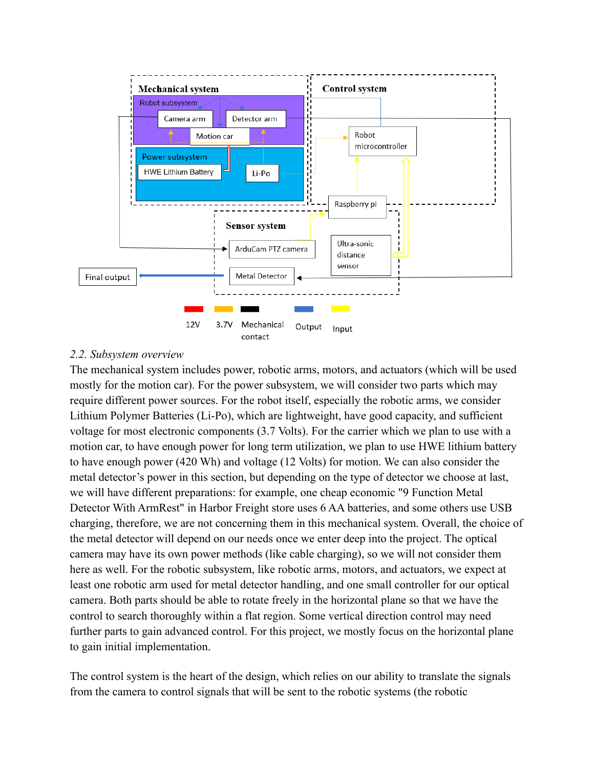Mechanical system

Robot subsystem

Camera arm

Detector arm

Motion car

Power subsystem

HWE Lithium Battery

Li-Po

Control system

Robot microcontroller

Raspberry pi

Sensor system

ArduCam PTZ camera

Ultra-sonic distance sensor

Final output

Metal Detector

12V 3.7V Mechanical contact Output Input

*2.2. Subsystem overview*

The mechanical system includes power, robotic arms, motors, and actuators (which will be used mostly for the motion car). For the power subsystem, we will consider two parts which may require different power sources. For the robot itself, especially the robotic arms, we consider Lithium Polymer Batteries (Li-Po), which are lightweight, have good capacity, and sufficient voltage for most electronic components (3.7 Volts). For the carrier which we plan to use with a motion car, to have enough power for long term utilization, we plan to use HWE lithium battery to have enough power (420 Wh) and voltage (12 Volts) for motion. We can also consider the metal detector's power in this section, but depending on the type of detector we choose at last, we will have different preparations: for example, one cheap economic "9 Function Metal Detector With ArmRest" in Harbor Freight store uses 6 AA batteries, and some others use USB charging, therefore, we are not concerning them in this mechanical system. Overall, the choice of the metal detector will depend on our needs once we enter deep into the project. The optical camera may have its own power methods (like cable charging), so we will not consider them here as well. For the robotic subsystem, like robotic arms, motors, and actuators, we expect at least one robotic arm used for metal detector handling, and one small controller for our optical camera. Both parts should be able to rotate freely in the horizontal plane so that we have the control to search thoroughly within a flat region. Some vertical direction control may need further parts to gain advanced control. For this project, we mostly focus on the horizontal plane to gain initial implementation.

The control system is the heart of the design, which relies on our ability to translate the signals from the camera to control signals that will be sent to the robotic systems (the robotic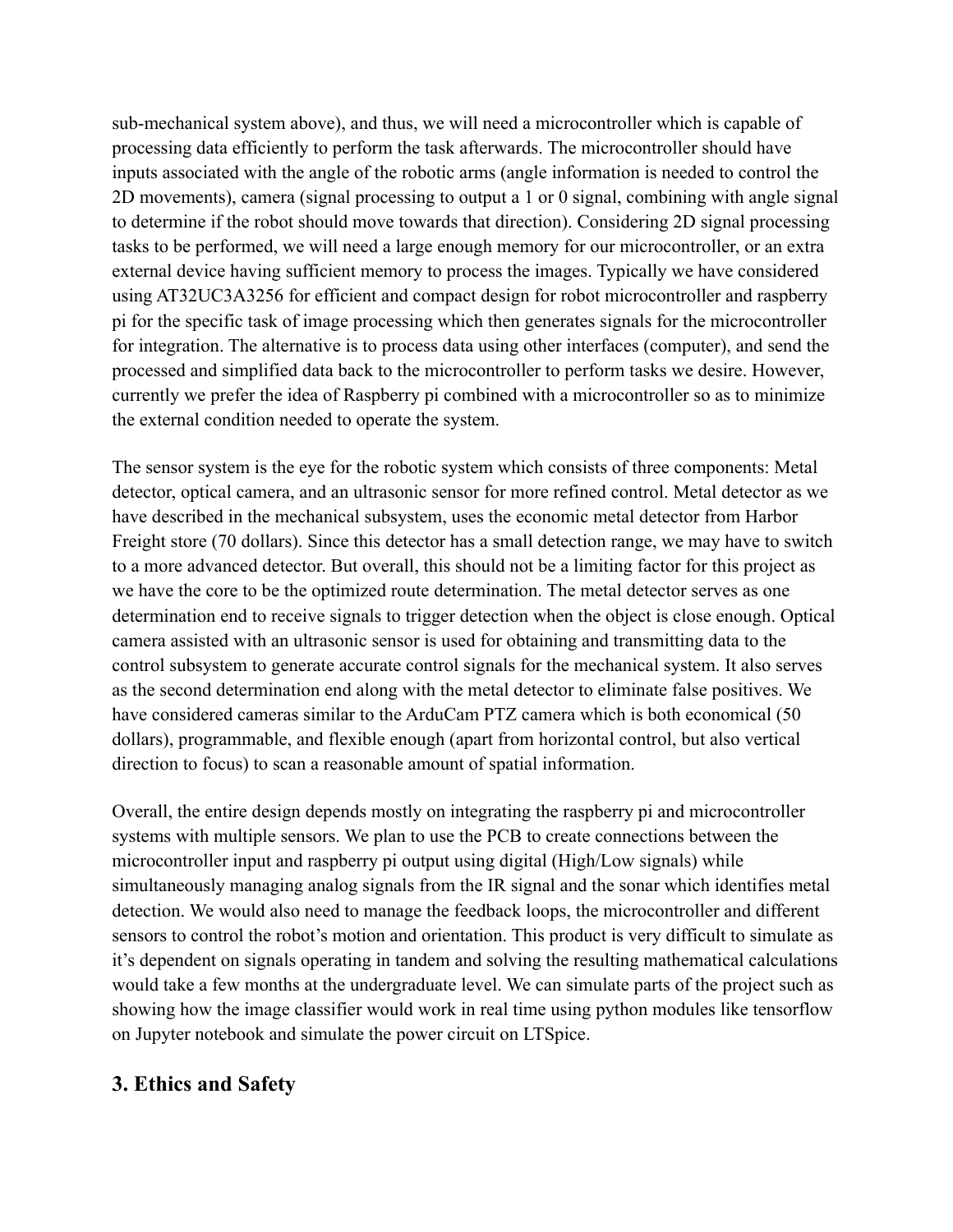sub-mechanical system above), and thus, we will need a microcontroller which is capable of processing data efficiently to perform the task afterwards. The microcontroller should have inputs associated with the angle of the robotic arms (angle information is needed to control the 2D movements), camera (signal processing to output a 1 or 0 signal, combining with angle signal to determine if the robot should move towards that direction). Considering 2D signal processing tasks to be performed, we will need a large enough memory for our microcontroller, or an extra external device having sufficient memory to process the images. Typically we have considered using AT32UC3A3256 for efficient and compact design for robot microcontroller and raspberry pi for the specific task of image processing which then generates signals for the microcontroller for integration. The alternative is to process data using other interfaces (computer), and send the processed and simplified data back to the microcontroller to perform tasks we desire. However, currently we prefer the idea of Raspberry pi combined with a microcontroller so as to minimize the external condition needed to operate the system.

The sensor system is the eye for the robotic system which consists of three components: Metal detector, optical camera, and an ultrasonic sensor for more refined control. Metal detector as we have described in the mechanical subsystem, uses the economic metal detector from Harbor Freight store (70 dollars). Since this detector has a small detection range, we may have to switch to a more advanced detector. But overall, this should not be a limiting factor for this project as we have the core to be the optimized route determination. The metal detector serves as one determination end to receive signals to trigger detection when the object is close enough. Optical camera assisted with an ultrasonic sensor is used for obtaining and transmitting data to the control subsystem to generate accurate control signals for the mechanical system. It also serves as the second determination end along with the metal detector to eliminate false positives. We have considered cameras similar to the ArduCam PTZ camera which is both economical (50 dollars), programmable, and flexible enough (apart from horizontal control, but also vertical direction to focus) to scan a reasonable amount of spatial information.

Overall, the entire design depends mostly on integrating the raspberry pi and microcontroller systems with multiple sensors. We plan to use the PCB to create connections between the microcontroller input and raspberry pi output using digital (High/Low signals) while simultaneously managing analog signals from the IR signal and the sonar which identifies metal detection. We would also need to manage the feedback loops, the microcontroller and different sensors to control the robot's motion and orientation. This product is very difficult to simulate as it's dependent on signals operating in tandem and solving the resulting mathematical calculations would take a few months at the undergraduate level. We can simulate parts of the project such as showing how the image classifier would work in real time using python modules like tensorflow on Jupyter notebook and simulate the power circuit on LTSpice.

## 3. Ethics and Safety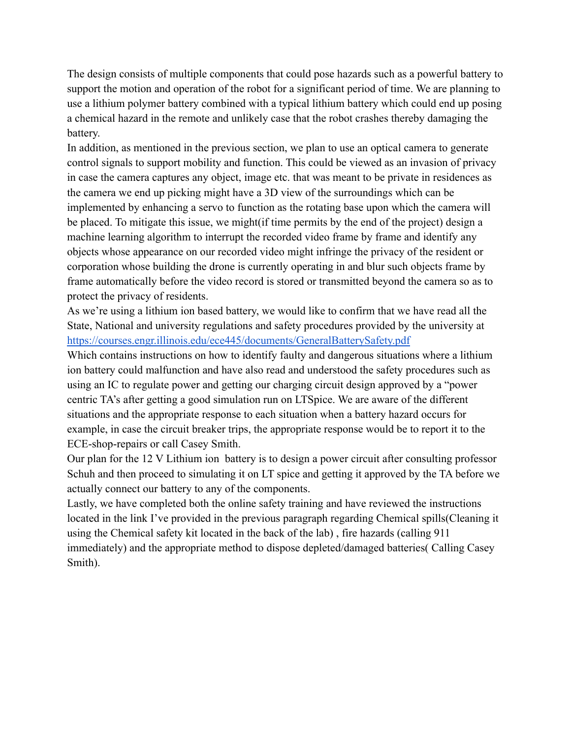The design consists of multiple components that could pose hazards such as a powerful battery to support the motion and operation of the robot for a significant period of time. We are planning to use a lithium polymer battery combined with a typical lithium battery which could end up posing a chemical hazard in the remote and unlikely case that the robot crashes thereby damaging the battery.

In addition, as mentioned in the previous section, we plan to use an optical camera to generate control signals to support mobility and function. This could be viewed as an invasion of privacy in case the camera captures any object, image etc. that was meant to be private in residences as the camera we end up picking might have a 3D view of the surroundings which can be implemented by enhancing a servo to function as the rotating base upon which the camera will be placed. To mitigate this issue, we might(if time permits by the end of the project) design a machine learning algorithm to interrupt the recorded video frame by frame and identify any objects whose appearance on our recorded video might infringe the privacy of the resident or corporation whose building the drone is currently operating in and blur such objects frame by frame automatically before the video record is stored or transmitted beyond the camera so as to protect the privacy of residents.

As we're using a lithium ion based battery, we would like to confirm that we have read all the State, National and university regulations and safety procedures provided by the university at [https://courses.engr.illinois.edu/ece445/documents/GeneralBatterySafety.pdf](https://courses.engr.illinois.edu/ece445/documents/GeneralBatterySafety.pdf)

Which contains instructions on how to identify faulty and dangerous situations where a lithium ion battery could malfunction and have also read and understood the safety procedures such as using an IC to regulate power and getting our charging circuit design approved by a "power centric TA's after getting a good simulation run on LTSpice. We are aware of the different situations and the appropriate response to each situation when a battery hazard occurs for example, in case the circuit breaker trips, the appropriate response would be to report it to the ECE-shop-repairs or call Casey Smith.

Our plan for the 12 V Lithium ion battery is to design a power circuit after consulting professor Schuh and then proceed to simulating it on LT spice and getting it approved by the TA before we actually connect our battery to any of the components.

Lastly, we have completed both the online safety training and have reviewed the instructions located in the link I've provided in the previous paragraph regarding Chemical spills(Cleaning it using the Chemical safety kit located in the back of the lab) , fire hazards (calling 911 immediately) and the appropriate method to dispose depleted/damaged batteries( Calling Casey Smith).